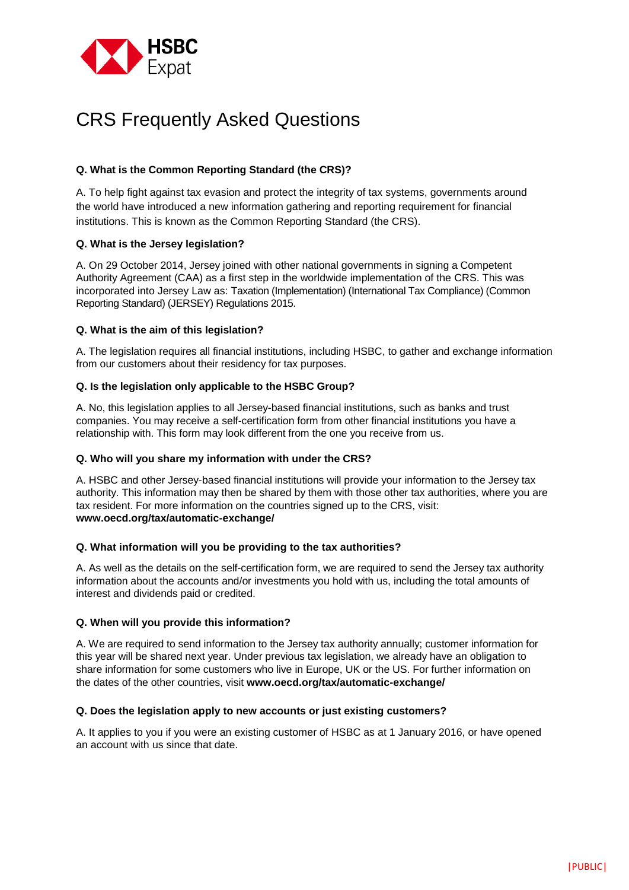# CRS Frequently Asked Questions

**Q. What is the Common Reporting Standard (the CRS)?**

A. To help fight against tax evasion and protect the integrity of tax systems, governments around the world have introduced a new information gathering and reporting requirement for financial institutions. This is known as the Common Reporting Standard (the CRS).

**Q. What is the Jersey legislation?**

A. On 29 October 2014, Jersey joined with other national governments in signing a Competent Authority Agreement (CAA) as a first step in the worldwide implementation of the CRS. This was incorporated into Jersey Law as: Taxation (Implementation) (International Tax Compliance) (Common Reporting Standard) (JERSEY) Regulations 2015.

**Q. What is the aim of this legislation?**

A. The legislation requires all financial institutions, including HSBC, to gather and exchange information from our customers about their residency for tax purposes.

**Q. Is the legislation only applicable to the HSBC Group?**

A. No, this legislation applies to all Jersey-based financial institutions, such as banks and trust companies. You may receive a self-certification form from other financial institutions you have a relationship with. This form may look different from the one you receive from us.

**Q. Who will you share my information with under the CRS?**

A. HSBC and other Jersey-based financial institutions will provide your information to the Jersey tax authority. This information may then be shared by them with those other tax authorities, where you are tax resident. For more information on the countries signed up to the CRS, visit: **www.oecd.org/tax/automatic-exchange/**

**Q. What information will you be providing to the tax authorities?**

A. As well as the details on the self-certification form, we are required to send the Jersey tax authority information about the accounts and/or investments you hold with us, including the total amounts of interest and dividends paid or credited.

**Q. When will you provide this information?**

A. We are required to send information to the Jersey tax authority annually; customer information for this year will be shared next year. Under previous tax legislation, we already have an obligation to share information for some customers who live in Europe, UK or the US. For further information on the dates of the other countries, visit **www.oecd.org/tax/automatic-exchange/**

**Q. Does the legislation apply to new accounts or just existing customers?**

A. It applies to you if you were an existing customer of HSBC as at 1 January 2016, or have opened an account with us since that date.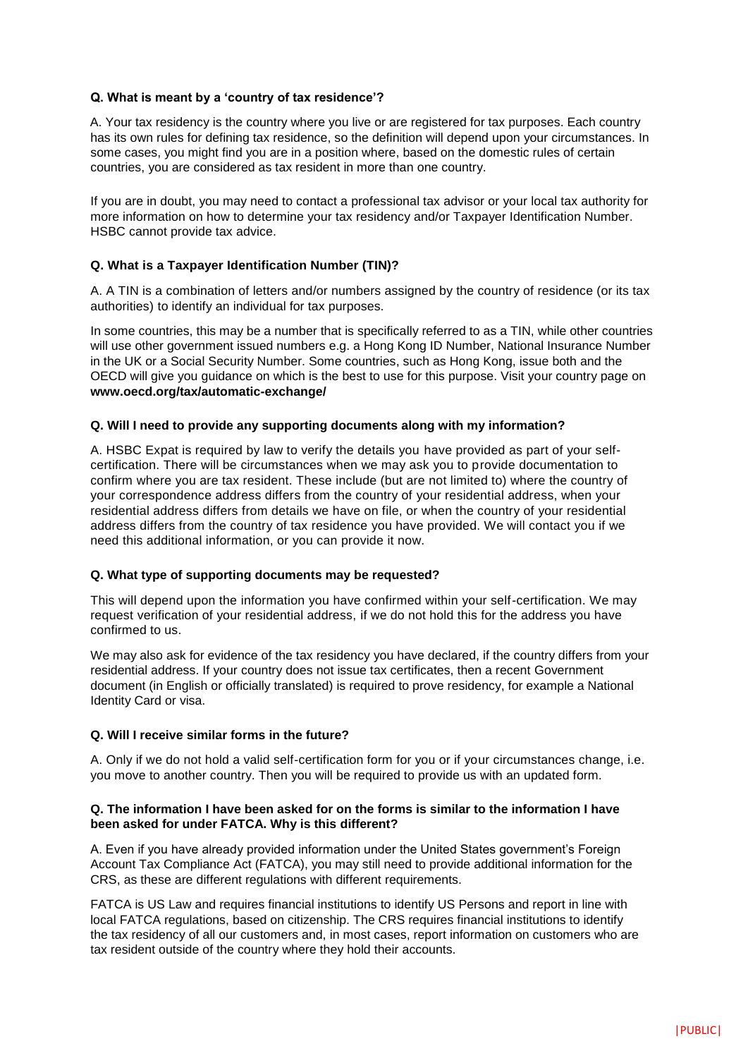**Q. What is meant by a 'country of tax residence'?**

A. Your tax residency is the country where you live or are registered for tax purposes. Each country has its own rules for defining tax residence, so the definition will depend upon your circumstances. In some cases, you might find you are in a position where, based on the domestic rules of certain countries, you are considered as tax resident in more than one country.

If you are in doubt, you may need to contact a professional tax advisor or your local tax authority for more information on how to determine your tax residency and/or Taxpayer Identification Number. HSBC cannot provide tax advice.

**Q. What is a Taxpayer Identification Number (TIN)?**

A. A TIN is a combination of letters and/or numbers assigned by the country of residence (or its tax authorities) to identify an individual for tax purposes.

In some countries, this may be a number that is specifically referred to as a TIN, while other countries will use other government issued numbers e.g. a Hong Kong ID Number, National Insurance Number in the UK or a Social Security Number. Some countries, such as Hong Kong, issue both and the OECD will give you guidance on which is the best to use for this purpose. Visit your country page on **www.oecd.org/tax/automatic-exchange/**

**Q. Will I need to provide any supporting documents along with my information?**

A. HSBC Expat is required by law to verify the details you have provided as part of your self-certification. There will be circumstances when we may ask you to provide documentation to confirm where you are tax resident. These include (but are not limited to) where the country of your correspondence address differs from the country of your residential address, when your residential address differs from details we have on file, or when the country of your residential address differs from the country of tax residence you have provided. We will contact you if we need this additional information, or you can provide it now.

**Q. What type of supporting documents may be requested?**

This will depend upon the information you have confirmed within your self-certification. We may request verification of your residential address, if we do not hold this for the address you have confirmed to us.

We may also ask for evidence of the tax residency you have declared, if the country differs from your residential address. If your country does not issue tax certificates, then a recent Government document (in English or officially translated) is required to prove residency, for example a National Identity Card or visa.

**Q. Will I receive similar forms in the future?**

A. Only if we do not hold a valid self-certification form for you or if your circumstances change, i.e. you move to another country. Then you will be required to provide us with an updated form.

**Q. The information I have been asked for on the forms is similar to the information I have been asked for under FATCA. Why is this different?**

A. Even if you have already provided information under the United States government's Foreign Account Tax Compliance Act (FATCA), you may still need to provide additional information for the CRS, as these are different regulations with different requirements.

FATCA is US Law and requires financial institutions to identify US Persons and report in line with local FATCA regulations, based on citizenship. The CRS requires financial institutions to identify the tax residency of all our customers and, in most cases, report information on customers who are tax resident outside of the country where they hold their accounts.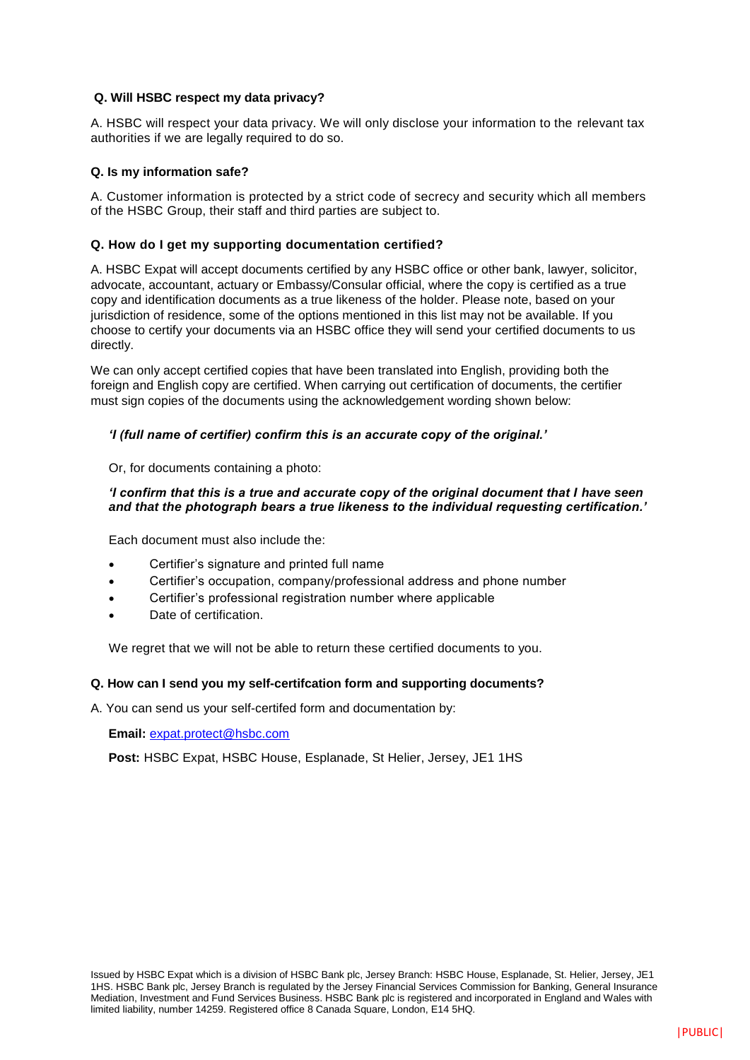**Q. Will HSBC respect my data privacy?**

A. HSBC will respect your data privacy. We will only disclose your information to the relevant tax authorities if we are legally required to do so.

**Q. Is my information safe?**

A. Customer information is protected by a strict code of secrecy and security which all members of the HSBC Group, their staff and third parties are subject to.

**Q. How do I get my supporting documentation certified?**

A. HSBC Expat will accept documents certified by any HSBC office or other bank, lawyer, solicitor, advocate, accountant, actuary or Embassy/Consular official, where the copy is certified as a true copy and identification documents as a true likeness of the holder. Please note, based on your jurisdiction of residence, some of the options mentioned in this list may not be available. If you choose to certify your documents via an HSBC office they will send your certified documents to us directly.

We can only accept certified copies that have been translated into English, providing both the foreign and English copy are certified. When carrying out certification of documents, the certifier must sign copies of the documents using the acknowledgement wording shown below:

***'I (full name of certifier) confirm this is an accurate copy of the original.'***

Or, for documents containing a photo:

***'I confirm that this is a true and accurate copy of the original document that I have seen and that the photograph bears a true likeness to the individual requesting certification.'***

Each document must also include the:

- Certifier's signature and printed full name
- Certifier's occupation, company/professional address and phone number
- Certifier's professional registration number where applicable
- Date of certification.

We regret that we will not be able to return these certified documents to you.

**Q. How can I send you my self-certifcation form and supporting documents?**

A. You can send us your self-certifed form and documentation by:

**Email:** expat.protect@hsbc.com

**Post:** HSBC Expat, HSBC House, Esplanade, St Helier, Jersey, JE1 1HS

Issued by HSBC Expat which is a division of HSBC Bank plc, Jersey Branch: HSBC House, Esplanade, St. Helier, Jersey, JE1 1HS. HSBC Bank plc, Jersey Branch is regulated by the Jersey Financial Services Commission for Banking, General Insurance Mediation, Investment and Fund Services Business. HSBC Bank plc is registered and incorporated in England and Wales with limited liability, number 14259. Registered office 8 Canada Square, London, E14 5HQ.